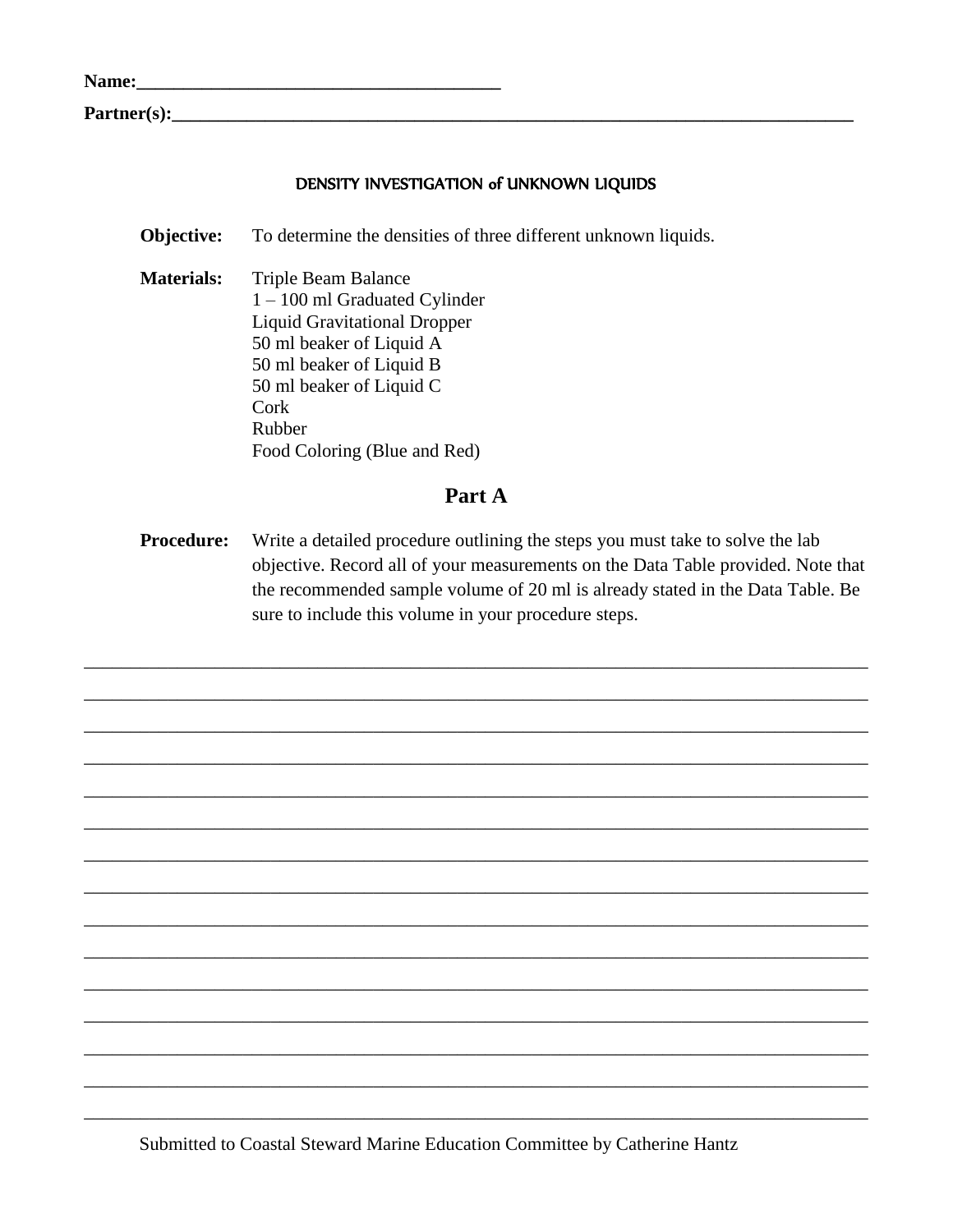**Name:**\_\_\_\_\_\_\_\_\_\_\_\_\_\_\_\_\_\_\_\_\_\_\_\_\_\_\_\_\_\_\_\_\_\_\_\_\_\_\_

**Partner(s):**\_\_\_\_\_\_\_\_\_\_\_\_\_\_\_\_\_\_\_\_\_\_\_\_\_\_\_\_\_\_\_\_\_\_\_\_\_\_\_\_\_\_\_\_\_\_\_\_\_\_\_\_\_\_\_\_\_\_\_\_\_\_\_\_\_\_\_\_\_\_

## DENSITY INVESTIGATION of UNKNOWN LIQUIDS

**Objective:** To determine the densities of three different unknown liquids.

**Materials:**
- Triple Beam Balance
- 1 – 100 ml Graduated Cylinder
- Liquid Gravitational Dropper
- 50 ml beaker of Liquid A
- 50 ml beaker of Liquid B
- 50 ml beaker of Liquid C
- Cork
- Rubber
- Food Coloring (Blue and Red)

## Part A

**Procedure:** Write a detailed procedure outlining the steps you must take to solve the lab objective. Record all of your measurements on the Data Table provided. Note that the recommended sample volume of 20 ml is already stated in the Data Table. Be sure to include this volume in your procedure steps.

\_\_\_\_\_\_\_\_\_\_\_\_\_\_\_\_\_\_\_\_\_\_\_\_\_\_\_\_\_\_\_\_\_\_\_\_\_\_\_\_\_\_\_\_\_\_\_\_\_\_\_\_\_\_\_\_\_\_\_\_\_\_\_\_\_\_\_\_\_\_\_\_\_\_\_\_\_\_

\_\_\_\_\_\_\_\_\_\_\_\_\_\_\_\_\_\_\_\_\_\_\_\_\_\_\_\_\_\_\_\_\_\_\_\_\_\_\_\_\_\_\_\_\_\_\_\_\_\_\_\_\_\_\_\_\_\_\_\_\_\_\_\_\_\_\_\_\_\_\_\_\_\_\_\_\_\_

\_\_\_\_\_\_\_\_\_\_\_\_\_\_\_\_\_\_\_\_\_\_\_\_\_\_\_\_\_\_\_\_\_\_\_\_\_\_\_\_\_\_\_\_\_\_\_\_\_\_\_\_\_\_\_\_\_\_\_\_\_\_\_\_\_\_\_\_\_\_\_\_\_\_\_\_\_\_

\_\_\_\_\_\_\_\_\_\_\_\_\_\_\_\_\_\_\_\_\_\_\_\_\_\_\_\_\_\_\_\_\_\_\_\_\_\_\_\_\_\_\_\_\_\_\_\_\_\_\_\_\_\_\_\_\_\_\_\_\_\_\_\_\_\_\_\_\_\_\_\_\_\_\_\_\_\_

\_\_\_\_\_\_\_\_\_\_\_\_\_\_\_\_\_\_\_\_\_\_\_\_\_\_\_\_\_\_\_\_\_\_\_\_\_\_\_\_\_\_\_\_\_\_\_\_\_\_\_\_\_\_\_\_\_\_\_\_\_\_\_\_\_\_\_\_\_\_\_\_\_\_\_\_\_\_

\_\_\_\_\_\_\_\_\_\_\_\_\_\_\_\_\_\_\_\_\_\_\_\_\_\_\_\_\_\_\_\_\_\_\_\_\_\_\_\_\_\_\_\_\_\_\_\_\_\_\_\_\_\_\_\_\_\_\_\_\_\_\_\_\_\_\_\_\_\_\_\_\_\_\_\_\_\_

\_\_\_\_\_\_\_\_\_\_\_\_\_\_\_\_\_\_\_\_\_\_\_\_\_\_\_\_\_\_\_\_\_\_\_\_\_\_\_\_\_\_\_\_\_\_\_\_\_\_\_\_\_\_\_\_\_\_\_\_\_\_\_\_\_\_\_\_\_\_\_\_\_\_\_\_\_\_

\_\_\_\_\_\_\_\_\_\_\_\_\_\_\_\_\_\_\_\_\_\_\_\_\_\_\_\_\_\_\_\_\_\_\_\_\_\_\_\_\_\_\_\_\_\_\_\_\_\_\_\_\_\_\_\_\_\_\_\_\_\_\_\_\_\_\_\_\_\_\_\_\_\_\_\_\_\_

\_\_\_\_\_\_\_\_\_\_\_\_\_\_\_\_\_\_\_\_\_\_\_\_\_\_\_\_\_\_\_\_\_\_\_\_\_\_\_\_\_\_\_\_\_\_\_\_\_\_\_\_\_\_\_\_\_\_\_\_\_\_\_\_\_\_\_\_\_\_\_\_\_\_\_\_\_\_

\_\_\_\_\_\_\_\_\_\_\_\_\_\_\_\_\_\_\_\_\_\_\_\_\_\_\_\_\_\_\_\_\_\_\_\_\_\_\_\_\_\_\_\_\_\_\_\_\_\_\_\_\_\_\_\_\_\_\_\_\_\_\_\_\_\_\_\_\_\_\_\_\_\_\_\_\_\_

\_\_\_\_\_\_\_\_\_\_\_\_\_\_\_\_\_\_\_\_\_\_\_\_\_\_\_\_\_\_\_\_\_\_\_\_\_\_\_\_\_\_\_\_\_\_\_\_\_\_\_\_\_\_\_\_\_\_\_\_\_\_\_\_\_\_\_\_\_\_\_\_\_\_\_\_\_\_

\_\_\_\_\_\_\_\_\_\_\_\_\_\_\_\_\_\_\_\_\_\_\_\_\_\_\_\_\_\_\_\_\_\_\_\_\_\_\_\_\_\_\_\_\_\_\_\_\_\_\_\_\_\_\_\_\_\_\_\_\_\_\_\_\_\_\_\_\_\_\_\_\_\_\_\_\_\_

\_\_\_\_\_\_\_\_\_\_\_\_\_\_\_\_\_\_\_\_\_\_\_\_\_\_\_\_\_\_\_\_\_\_\_\_\_\_\_\_\_\_\_\_\_\_\_\_\_\_\_\_\_\_\_\_\_\_\_\_\_\_\_\_\_\_\_\_\_\_\_\_\_\_\_\_\_\_

\_\_\_\_\_\_\_\_\_\_\_\_\_\_\_\_\_\_\_\_\_\_\_\_\_\_\_\_\_\_\_\_\_\_\_\_\_\_\_\_\_\_\_\_\_\_\_\_\_\_\_\_\_\_\_\_\_\_\_\_\_\_\_\_\_\_\_\_\_\_\_\_\_\_\_\_\_\_

\_\_\_\_\_\_\_\_\_\_\_\_\_\_\_\_\_\_\_\_\_\_\_\_\_\_\_\_\_\_\_\_\_\_\_\_\_\_\_\_\_\_\_\_\_\_\_\_\_\_\_\_\_\_\_\_\_\_\_\_\_\_\_\_\_\_\_\_\_\_\_\_\_\_\_\_\_\_

Submitted to Coastal Steward Marine Education Committee by Catherine Hantz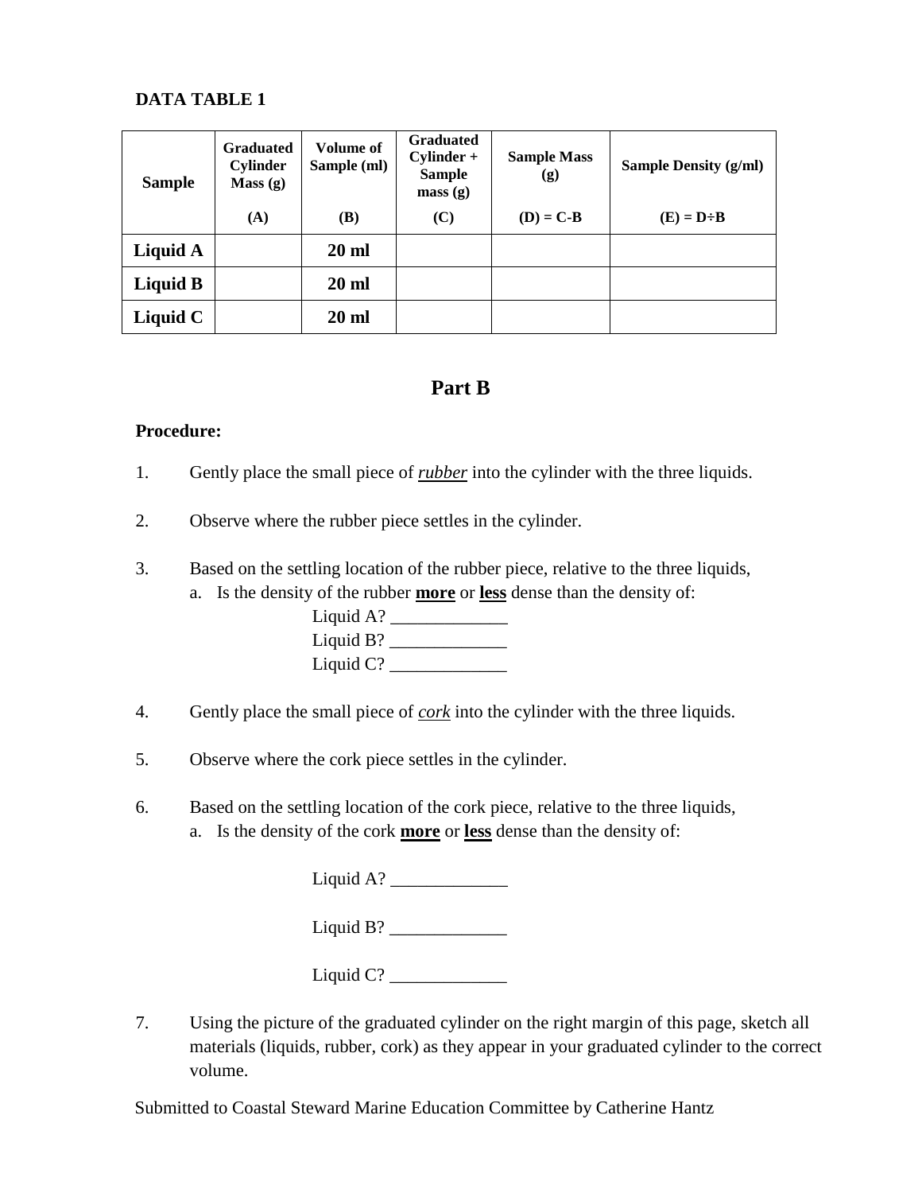**DATA TABLE 1**

| Sample | Graduated Cylinder Mass (g) (A) | Volume of Sample (ml) (B) | Graduated Cylinder + Sample mass (g) (C) | Sample Mass (g) (D) = C-B | Sample Density (g/ml) (E) = D÷B |
|---|---|---|---|---|---|
| **Liquid A** | | **20 ml** | | | |
| **Liquid B** | | **20 ml** | | | |
| **Liquid C** | | **20 ml** | | | |

## Part B

**Procedure:**

1. Gently place the small piece of ***rubber*** into the cylinder with the three liquids.

2. Observe where the rubber piece settles in the cylinder.

3. Based on the settling location of the rubber piece, relative to the three liquids,
   a. Is the density of the rubber **more** or **less** dense than the density of:

      Liquid A? _____________
      Liquid B? _____________
      Liquid C? _____________

4. Gently place the small piece of ***cork*** into the cylinder with the three liquids.

5. Observe where the cork piece settles in the cylinder.

6. Based on the settling location of the cork piece, relative to the three liquids,
   a. Is the density of the cork **more** or **less** dense than the density of:

      Liquid A? _____________

      Liquid B? _____________

      Liquid C? _____________

7. Using the picture of the graduated cylinder on the right margin of this page, sketch all materials (liquids, rubber, cork) as they appear in your graduated cylinder to the correct volume.

Submitted to Coastal Steward Marine Education Committee by Catherine Hantz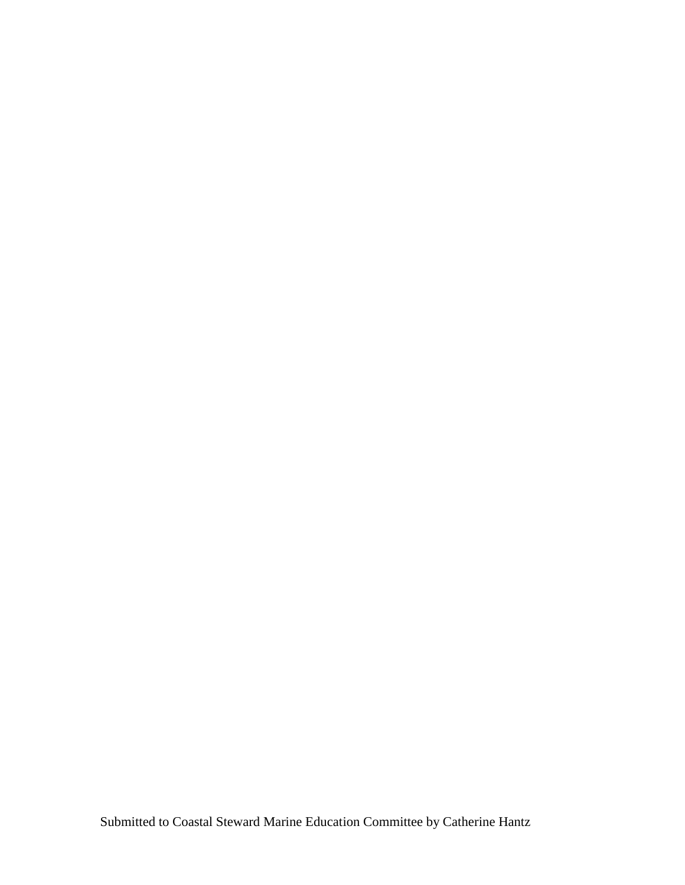Submitted to Coastal Steward Marine Education Committee by Catherine Hantz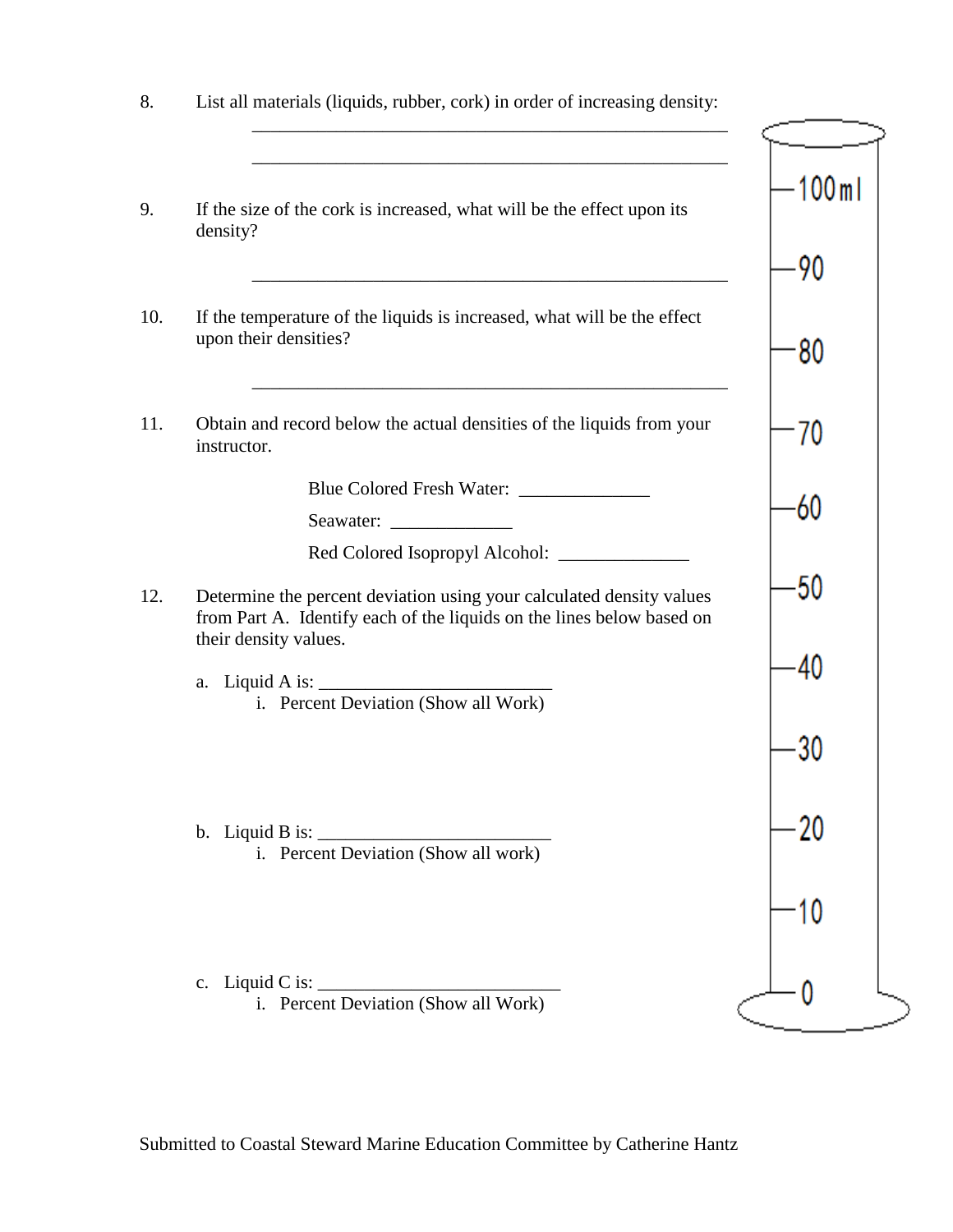8. List all materials (liquids, rubber, cork) in order of increasing density:

 ____________________________________________________

 ____________________________________________________

9. If the size of the cork is increased, what will be the effect upon its density?

 ____________________________________________________

10. If the temperature of the liquids is increased, what will be the effect upon their densities?

 ____________________________________________________

11. Obtain and record below the actual densities of the liquids from your instructor.

 Blue Colored Fresh Water: ______________

 Seawater: _____________

 Red Colored Isopropyl Alcohol: ______________

12. Determine the percent deviation using your calculated density values from Part A. Identify each of the liquids on the lines below based on their density values.

 a. Liquid A is: _________________________
  i. Percent Deviation (Show all Work)

 b. Liquid B is: _________________________
  i. Percent Deviation (Show all work)

 c. Liquid C is: __________________________
  i. Percent Deviation (Show all Work)

100 ml
90
80
70
60
50
40
30
20
10
0

Submitted to Coastal Steward Marine Education Committee by Catherine Hantz